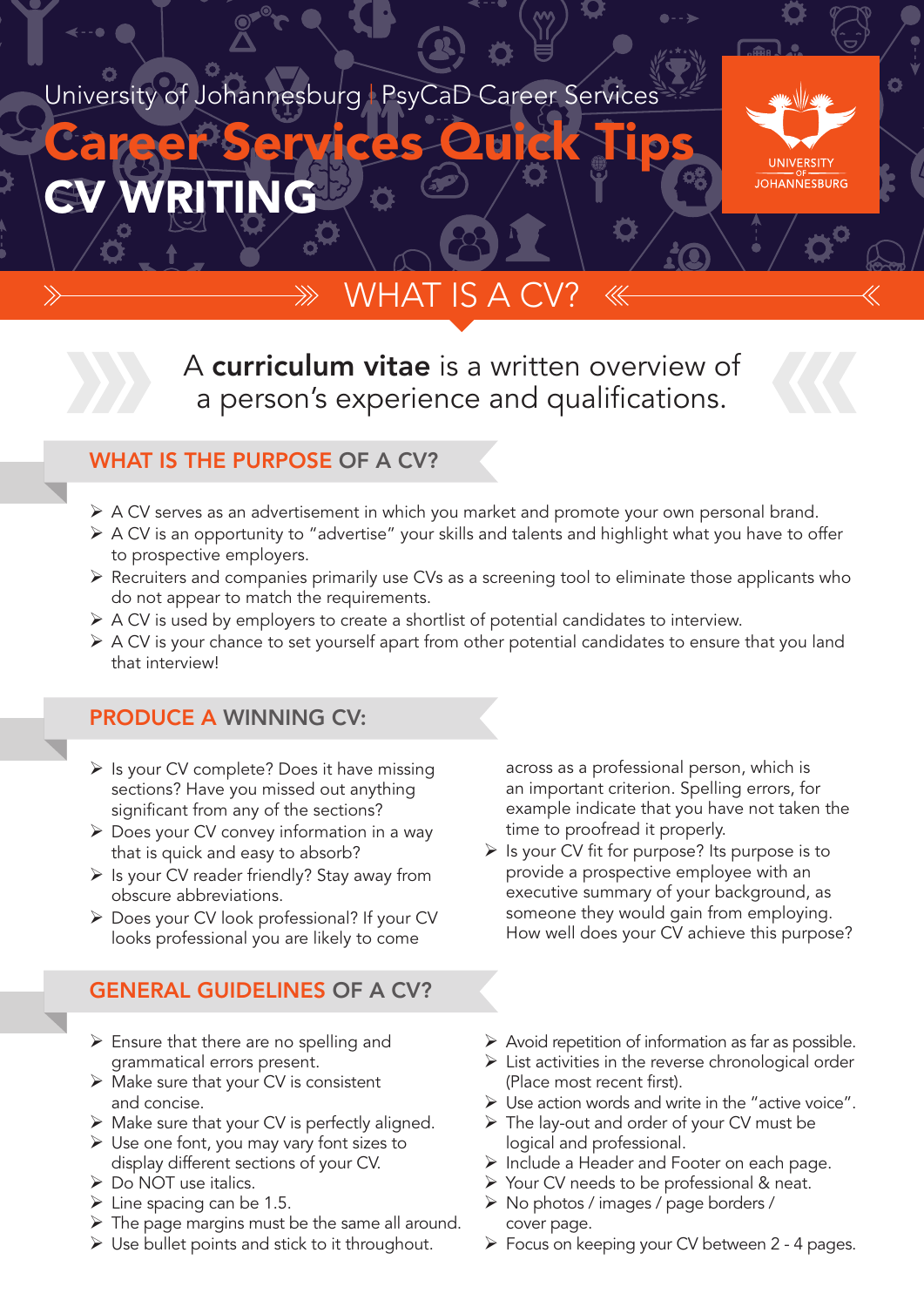University of Johannesburg | PsyCaD Career Services

# Career Services Quick Tips

# CV WRITING

UNIVERSITY OF JOHANNESBURG

## WHAT IS A CV?

A **curriculum vitae** is a written overview of a person's experience and qualifications.

## WHAT IS THE PURPOSE OF A CV?

- A CV serves as an advertisement in which you market and promote your own personal brand.
- A CV is an opportunity to "advertise" your skills and talents and highlight what you have to offer to prospective employers.
- Recruiters and companies primarily use CVs as a screening tool to eliminate those applicants who do not appear to match the requirements.
- A CV is used by employers to create a shortlist of potential candidates to interview.
- A CV is your chance to set yourself apart from other potential candidates to ensure that you land that interview!

## PRODUCE A WINNING CV:

- Is your CV complete? Does it have missing sections? Have you missed out anything significant from any of the sections?
- Does your CV convey information in a way that is quick and easy to absorb?
- Is your CV reader friendly? Stay away from obscure abbreviations.
- Does your CV look professional? If your CV looks professional you are likely to come across as a professional person, which is an important criterion. Spelling errors, for example indicate that you have not taken the time to proofread it properly.
- Is your CV fit for purpose? Its purpose is to provide a prospective employee with an executive summary of your background, as someone they would gain from employing. How well does your CV achieve this purpose?

## GENERAL GUIDELINES OF A CV?

- Ensure that there are no spelling and grammatical errors present.
- Make sure that your CV is consistent and concise.
- Make sure that your CV is perfectly aligned.
- Use one font, you may vary font sizes to display different sections of your CV.
- Do NOT use italics.
- Line spacing can be 1.5.
- The page margins must be the same all around.
- Use bullet points and stick to it throughout.
- Avoid repetition of information as far as possible.
- List activities in the reverse chronological order (Place most recent first).
- Use action words and write in the "active voice".
- The lay-out and order of your CV must be logical and professional.
- Include a Header and Footer on each page.
- Your CV needs to be professional & neat.
- No photos / images / page borders / cover page.
- Focus on keeping your CV between 2 - 4 pages.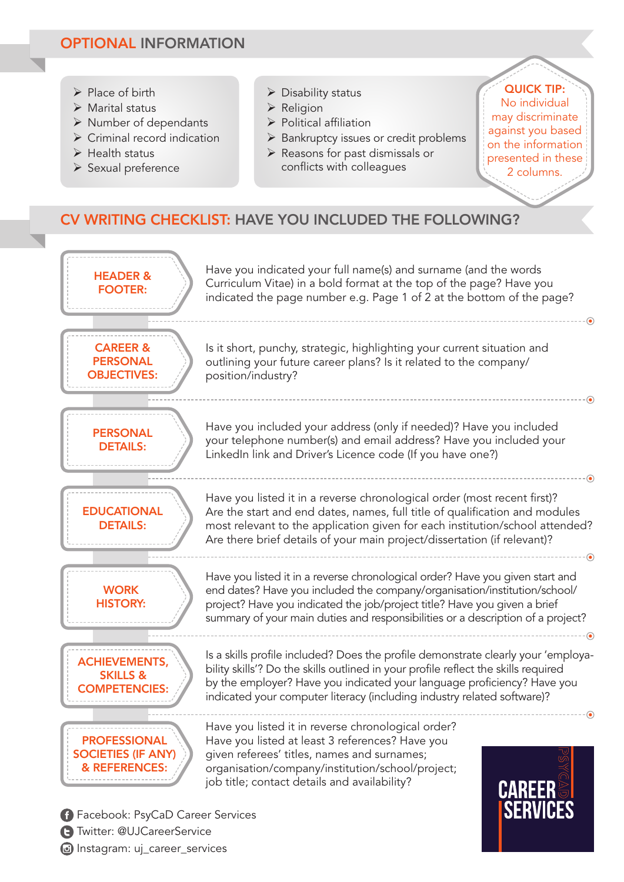## OPTIONAL INFORMATION

- Place of birth
- Marital status
- Number of dependants
- Criminal record indication
- Health status
- Sexual preference

- Disability status
- Religion
- Political affiliation
- Bankruptcy issues or credit problems
- Reasons for past dismissals or conflicts with colleagues

**QUICK TIP:** No individual may discriminate against you based on the information presented in these 2 columns.

## CV WRITING CHECKLIST: HAVE YOU INCLUDED THE FOLLOWING?

**HEADER & FOOTER:** Have you indicated your full name(s) and surname (and the words Curriculum Vitae) in a bold format at the top of the page? Have you indicated the page number e.g. Page 1 of 2 at the bottom of the page?

**CAREER & PERSONAL OBJECTIVES:** Is it short, punchy, strategic, highlighting your current situation and outlining your future career plans? Is it related to the company/ position/industry?

**PERSONAL DETAILS:** Have you included your address (only if needed)? Have you included your telephone number(s) and email address? Have you included your LinkedIn link and Driver's Licence code (If you have one?)

**EDUCATIONAL DETAILS:** Have you listed it in a reverse chronological order (most recent first)? Are the start and end dates, names, full title of qualification and modules most relevant to the application given for each institution/school attended? Are there brief details of your main project/dissertation (if relevant)?

**WORK HISTORY:** Have you listed it in a reverse chronological order? Have you given start and end dates? Have you included the company/organisation/institution/school/ project? Have you indicated the job/project title? Have you given a brief summary of your main duties and responsibilities or a description of a project?

**ACHIEVEMENTS, SKILLS & COMPETENCIES:** Is a skills profile included? Does the profile demonstrate clearly your 'employability skills'? Do the skills outlined in your profile reflect the skills required by the employer? Have you indicated your language proficiency? Have you indicated your computer literacy (including industry related software)?

**PROFESSIONAL SOCIETIES (IF ANY) & REFERENCES:** Have you listed it in reverse chronological order? Have you listed at least 3 references? Have you given referees' titles, names and surnames; organisation/company/institution/school/project; job title; contact details and availability?

Facebook: PsyCaD Career Services
Twitter: @UJCareerService
Instagram: uj_career_services

PSYCAD CAREER SERVICES